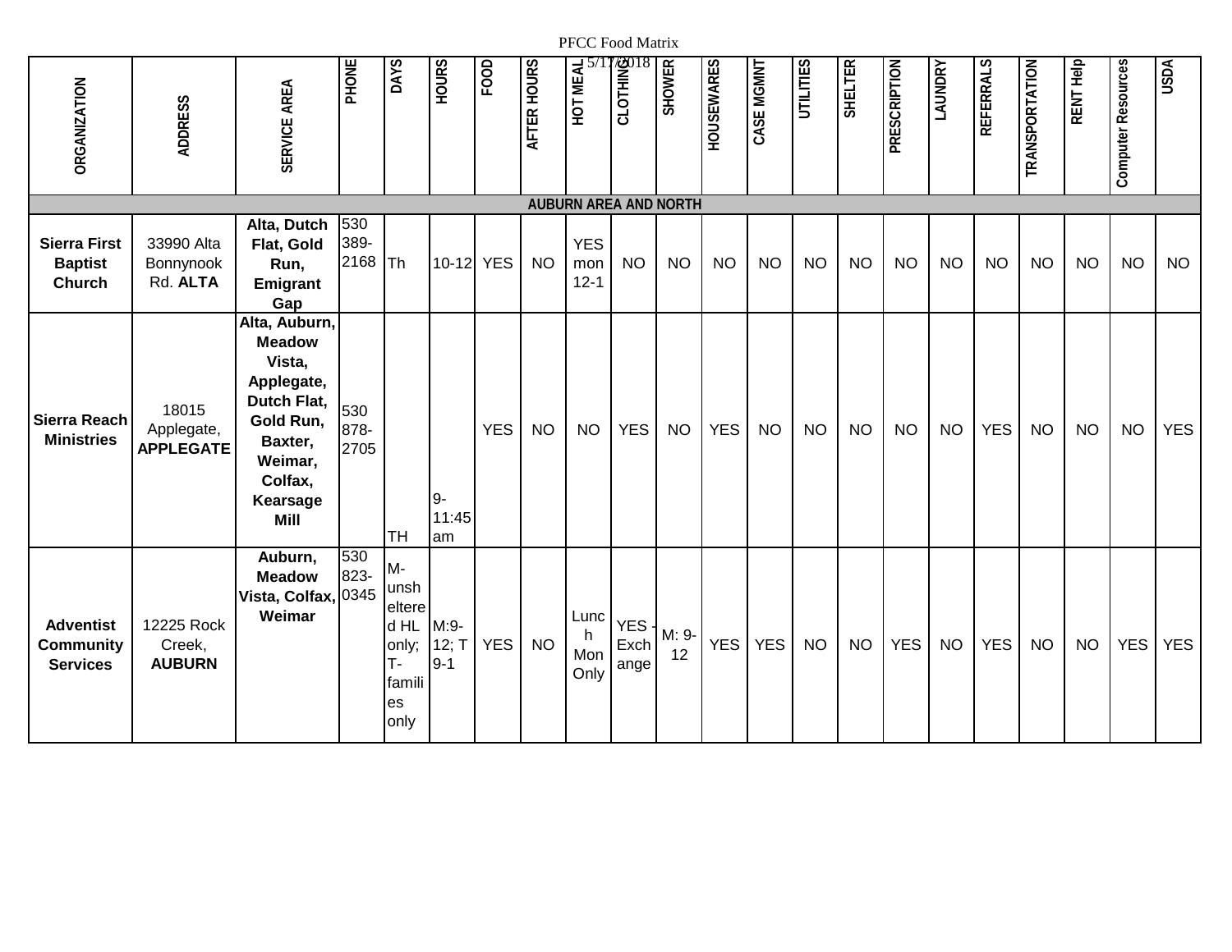PFCC Food Matrix

5/17/2018

| ORGANIZATION | ADDRESS | SERVICE AREA | PHONE | DAYS | HOURS | FOOD | AFTER HOURS | HOT MEAL | CLOTHING | SHOWER | HOUSEWARES | CASE MGMNT | UTILITIES | SHELTER | PRESCRIPTION | LAUNDRY | REFERRALS | TRANSPORTATION | RENT Help | Computer Resources | USDA |
|---|---|---|---|---|---|---|---|---|---|---|---|---|---|---|---|---|---|---|---|---|---|
| **AUBURN AREA AND NORTH** | | | | | | | | | | | | | | | | | | | | | |
| **Sierra First Baptist Church** | 33990 Alta Bonnynook Rd. **ALTA** | **Alta, Dutch Flat, Gold Run, Emigrant Gap** | 530 389-2168 | Th | 10-12 | YES | NO | YES mon 12-1 | NO | NO | NO | NO | NO | NO | NO | NO | NO | NO | NO | NO | NO |
| **Sierra Reach Ministries** | 18015 Applegate, **APPLEGATE** | **Alta, Auburn, Meadow Vista, Applegate, Dutch Flat, Gold Run, Baxter, Weimar, Colfax, Kearsage Mill** | 530 878-2705 | TH | 9-11:45 am | YES | NO | NO | YES | NO | YES | NO | NO | NO | NO | NO | YES | NO | NO | NO | YES |
| **Adventist Community Services** | 12225 Rock Creek, **AUBURN** | **Auburn, Meadow Vista, Colfax, Weimar** | 530 823-0345 | M-unsheltered HL only; T-families only | M:9-12; T 9-1 | YES | NO | Lunch Mon Only | YES - Exchange | M: 9-12 | YES | YES | NO | NO | YES | NO | YES | NO | NO | YES | YES |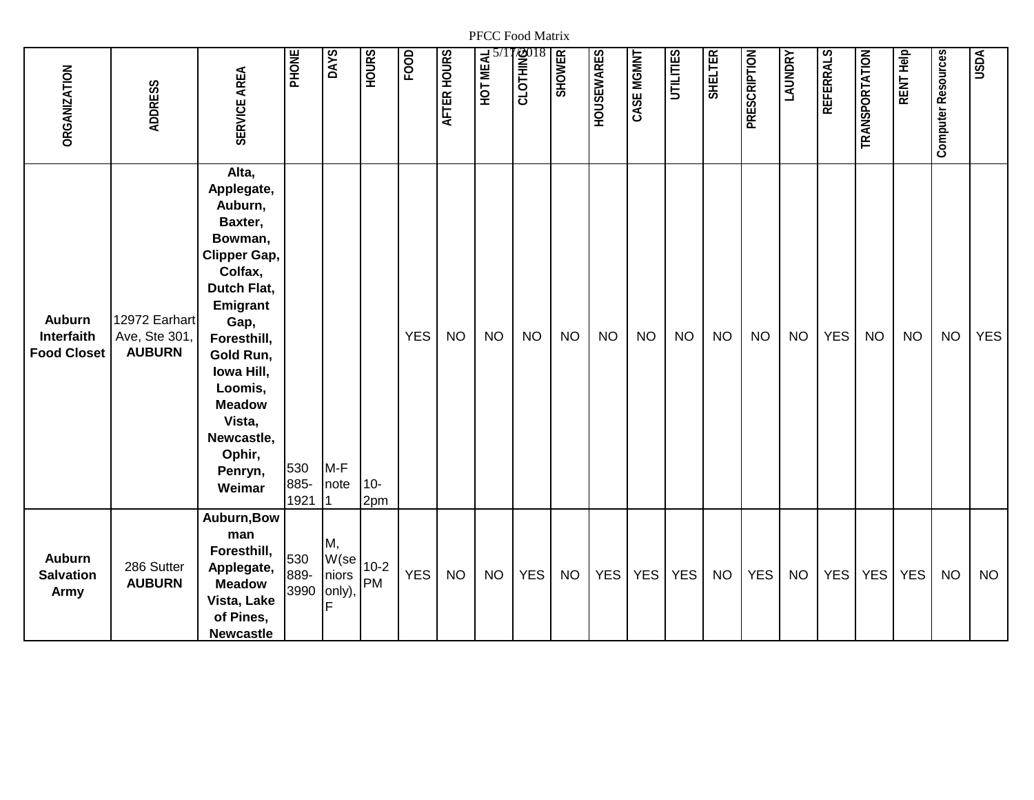PFCC Food Matrix

5/17/2018

| ORGANIZATION | ADDRESS | SERVICE AREA | PHONE | DAYS | HOURS | FOOD | AFTER HOURS | HOT MEAL | CLOTHING | SHOWER | HOUSEWARES | CASE MGMNT | UTILITIES | SHELTER | PRESCRIPTION | LAUNDRY | REFERRALS | TRANSPORTATION | RENT Help | Computer Resources | USDA |
|---|---|---|---|---|---|---|---|---|---|---|---|---|---|---|---|---|---|---|---|---|---|
| **Auburn Interfaith Food Closet** | 12972 Earhart Ave, Ste 301, **AUBURN** | **Alta, Applegate, Auburn, Baxter, Bowman, Clipper Gap, Colfax, Dutch Flat, Emigrant Gap, Foresthill, Gold Run, Iowa Hill, Loomis, Meadow Vista, Newcastle, Ophir, Penryn, Weimar** | 530 885-1921 | M-F note 1 | 10-2pm | YES | NO | NO | NO | NO | NO | NO | NO | NO | NO | NO | YES | NO | NO | NO | YES |
| **Auburn Salvation Army** | 286 Sutter **AUBURN** | **Auburn,Bowman Foresthill, Applegate, Meadow Vista, Lake of Pines, Newcastle** | 530 889-3990 | M, W(seniors only), F | 10-2 PM | YES | NO | NO | YES | NO | YES | YES | YES | NO | YES | NO | YES | YES | YES | NO | NO |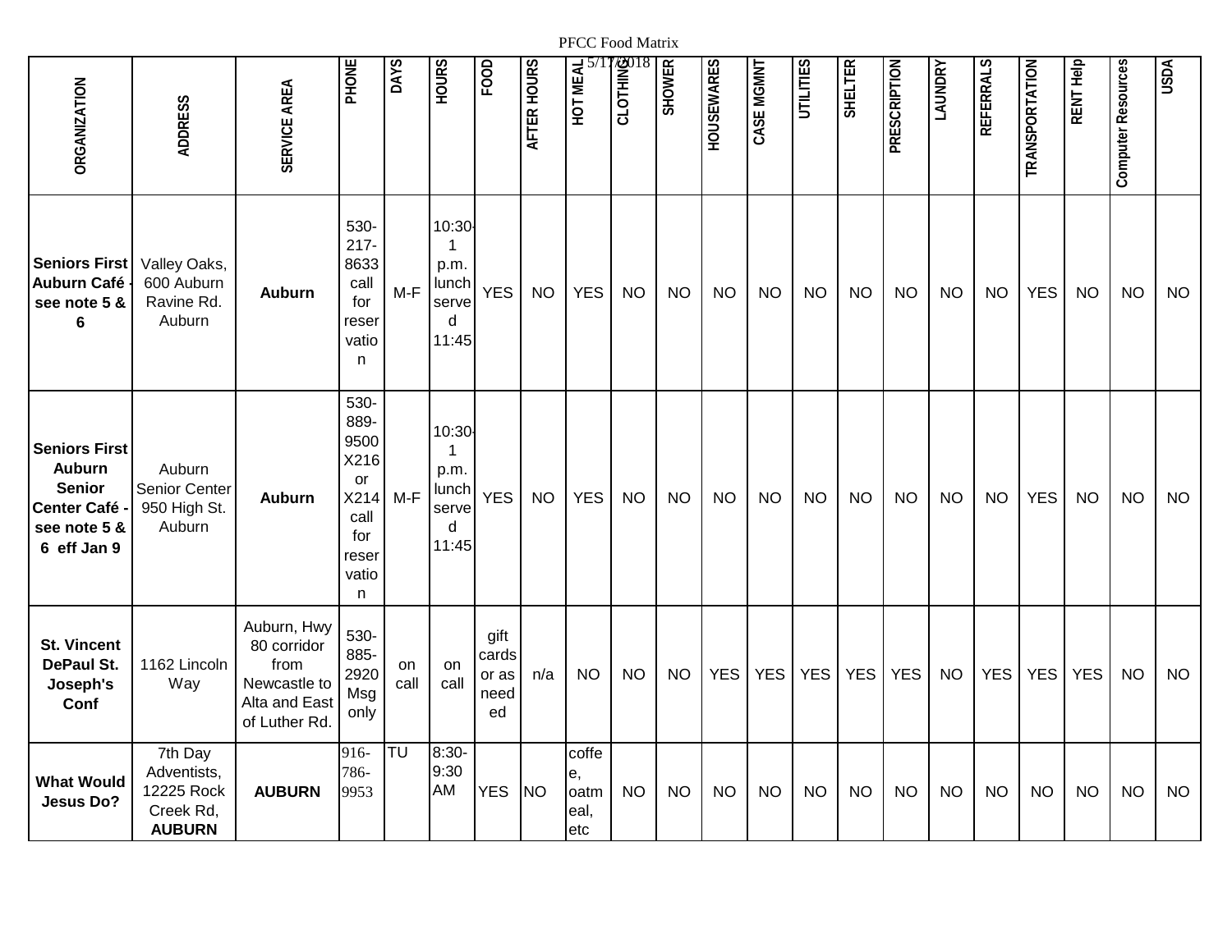PFCC Food Matrix

5/17/2018

| ORGANIZATION | ADDRESS | SERVICE AREA | PHONE | DAYS | HOURS | FOOD | AFTER HOURS | HOT MEAL | CLOTHING | SHOWER | HOUSEWARES | CASE MGMNT | UTILITIES | SHELTER | PRESCRIPTION | LAUNDRY | REFERRALS | TRANSPORTATION | RENT Help | Computer Resources | USDA |
|---|---|---|---|---|---|---|---|---|---|---|---|---|---|---|---|---|---|---|---|---|---|
| **Seniors First Auburn Café - see note 5 & 6** | Valley Oaks, 600 Auburn Ravine Rd. Auburn | **Auburn** | 530-217-8633 call for reservation | M-F | 10:30-1 p.m. lunch served 11:45 | YES | NO | YES | NO | NO | NO | NO | NO | NO | NO | NO | NO | YES | NO | NO | NO |
| **Seniors First Auburn Senior Center Café - see note 5 & 6 eff Jan 9** | Auburn Senior Center 950 High St. Auburn | **Auburn** | 530-889-9500 X216 or X214 call for reservation | M-F | 10:30-1 p.m. lunch served 11:45 | YES | NO | YES | NO | NO | NO | NO | NO | NO | NO | NO | NO | YES | NO | NO | NO |
| **St. Vincent DePaul St. Joseph's Conf** | 1162 Lincoln Way | Auburn, Hwy 80 corridor from Newcastle to Alta and East of Luther Rd. | 530-885-2920 Msg only | on call | on call | gift cards or as needed | n/a | NO | NO | NO | YES | YES | YES | YES | YES | NO | YES | YES | YES | NO | NO |
| **What Would Jesus Do?** | 7th Day Adventists, 12225 Rock Creek Rd, **AUBURN** | **AUBURN** | 916-786-9953 | TU | 8:30-9:30 AM | YES | NO | coffee, oatmeal, etc | NO | NO | NO | NO | NO | NO | NO | NO | NO | NO | NO | NO | NO |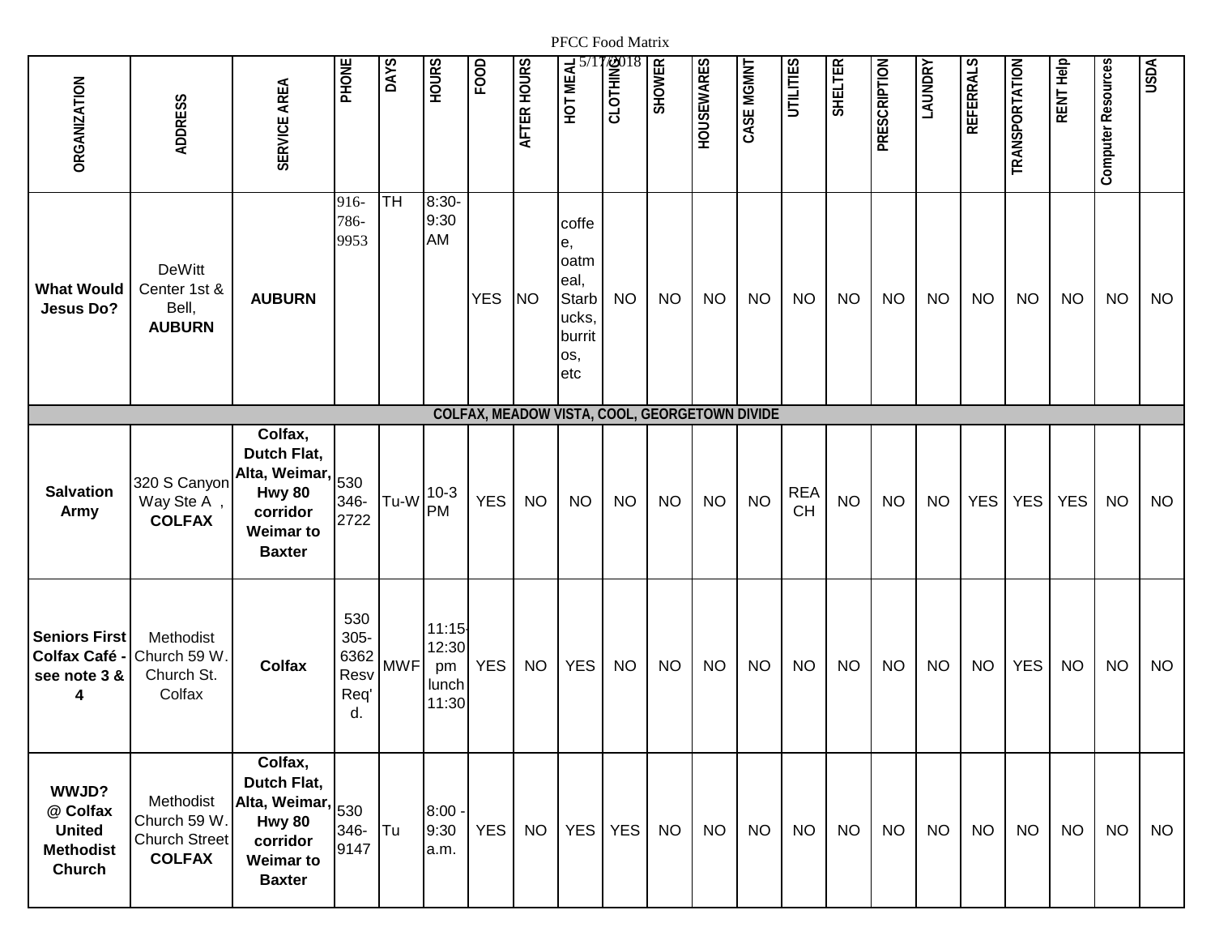| ORGANIZATION | ADDRESS | SERVICE AREA | PHONE | DAYS | HOURS | FOOD | AFTER HOURS | HOT MEAL | CLOTHING | SHOWER | HOUSEWARES | CASE MGMNT | UTILITIES | SHELTER | PRESCRIPTION | LAUNDRY | REFERRALS | TRANSPORTATION | RENT Help | Computer Resources | USDA |
|---|---|---|---|---|---|---|---|---|---|---|---|---|---|---|---|---|---|---|---|---|---|
| **What Would Jesus Do?** | DeWitt Center 1st & Bell, **AUBURN** | **AUBURN** | 916-786-9953 | TH | 8:30-9:30 AM | YES | NO | coffee, oatmeal, Starbucks, burritos, etc | NO | NO | NO | NO | NO | NO | NO | NO | NO | NO | NO | NO | NO |
| **COLFAX, MEADOW VISTA, COOL, GEORGETOWN DIVIDE** | | | | | | | | | | | | | | | | | | | | | |
| **Salvation Army** | 320 S Canyon Way Ste A , **COLFAX** | **Colfax, Dutch Flat, Alta, Weimar, Hwy 80 corridor Weimar to Baxter** | 530 346-2722 | Tu-W | 10-3 PM | YES | NO | NO | NO | NO | NO | NO | REACH | NO | NO | NO | YES | YES | YES | NO | NO |
| **Seniors First Colfax Café - see note 3 & 4** | Methodist Church 59 W. Church St. Colfax | **Colfax** | 530 305-6362 Resv Req'd. | MWF | 11:15-12:30 pm lunch 11:30 | YES | NO | YES | NO | NO | NO | NO | NO | NO | NO | NO | NO | YES | NO | NO | NO |
| **WWJD? @ Colfax United Methodist Church** | Methodist Church 59 W. Church Street **COLFAX** | **Colfax, Dutch Flat, Alta, Weimar, Hwy 80 corridor Weimar to Baxter** | 530 346-9147 | Tu | 8:00 - 9:30 a.m. | YES | NO | YES | YES | NO | NO | NO | NO | NO | NO | NO | NO | NO | NO | NO | NO |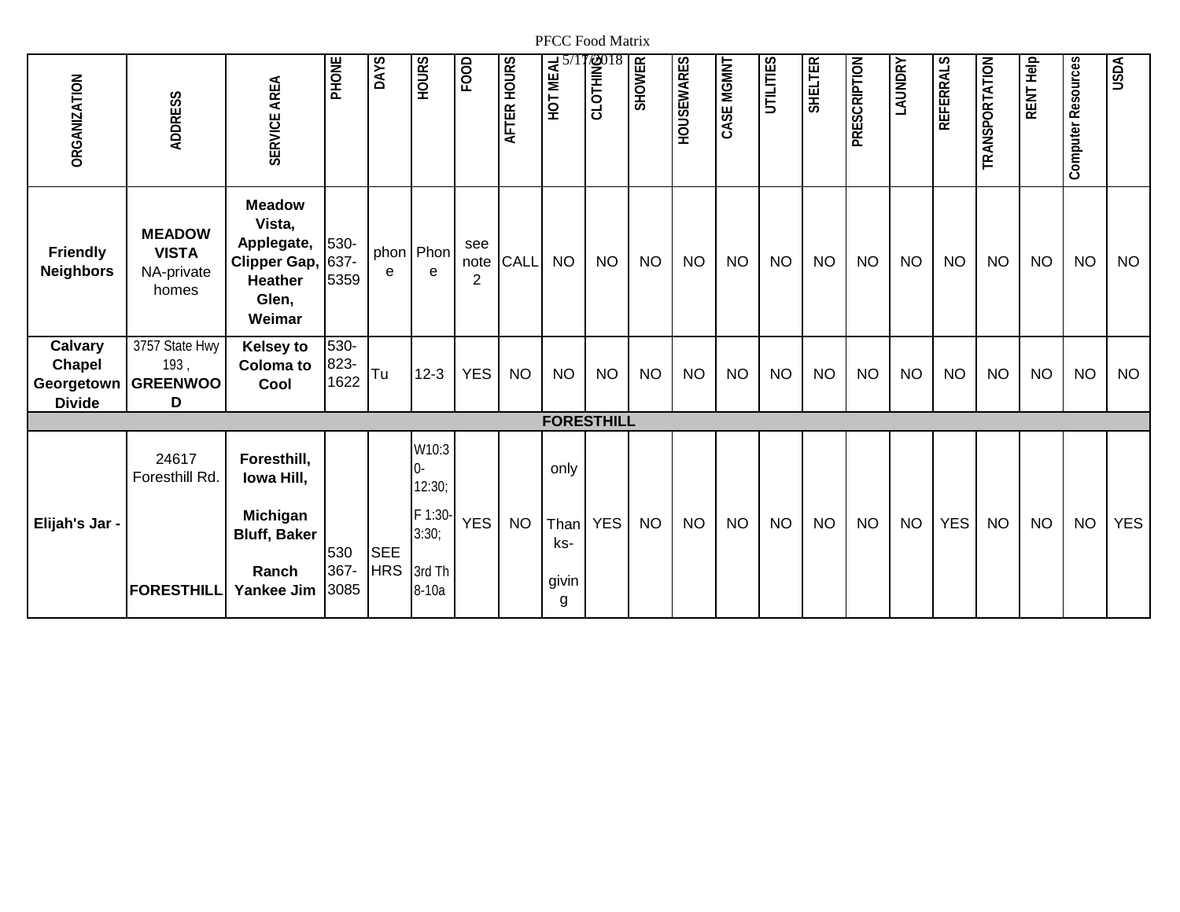PFCC Food Matrix 5/17/2018

| ORGANIZATION | ADDRESS | SERVICE AREA | PHONE | DAYS | HOURS | FOOD | AFTER HOURS | HOT MEAL | CLOTHING | SHOWER | HOUSEWARES | CASE MGMNT | UTILITIES | SHELTER | PRESCRIPTION | LAUNDRY | REFERRALS | TRANSPORTATION | RENT Help | Computer Resources | USDA |
|---|---|---|---|---|---|---|---|---|---|---|---|---|---|---|---|---|---|---|---|---|---|
| **Friendly Neighbors** | **MEADOW VISTA** NA-private homes | **Meadow Vista, Applegate, Clipper Gap, Heather Glen, Weimar** | 530-637-5359 | phone | Phone | see note 2 | CALL | NO | NO | NO | NO | NO | NO | NO | NO | NO | NO | NO | NO | NO | NO |
| **Calvary Chapel Georgetown Divide** | 3757 State Hwy 193 , **GREENWOOD** | **Kelsey to Coloma to Cool** | 530-823-1622 | Tu | 12-3 | YES | NO | NO | NO | NO | NO | NO | NO | NO | NO | NO | NO | NO | NO | NO | NO |
| **FORESTHILL** | | | | | | | | | | | | | | | | | | | | | |
| **Elijah's Jar -** | 24617 Foresthill Rd. **FORESTHILL** | **Foresthill, Iowa Hill, Michigan Bluff, Baker Ranch Yankee Jim** | 530 367-3085 | SEE HRS | W10:30-12:30; F 1:30-3:30; 3rd Th 8-10a | YES | NO | only Thanks-giving | YES | NO | NO | NO | NO | NO | NO | NO | YES | NO | NO | NO | YES |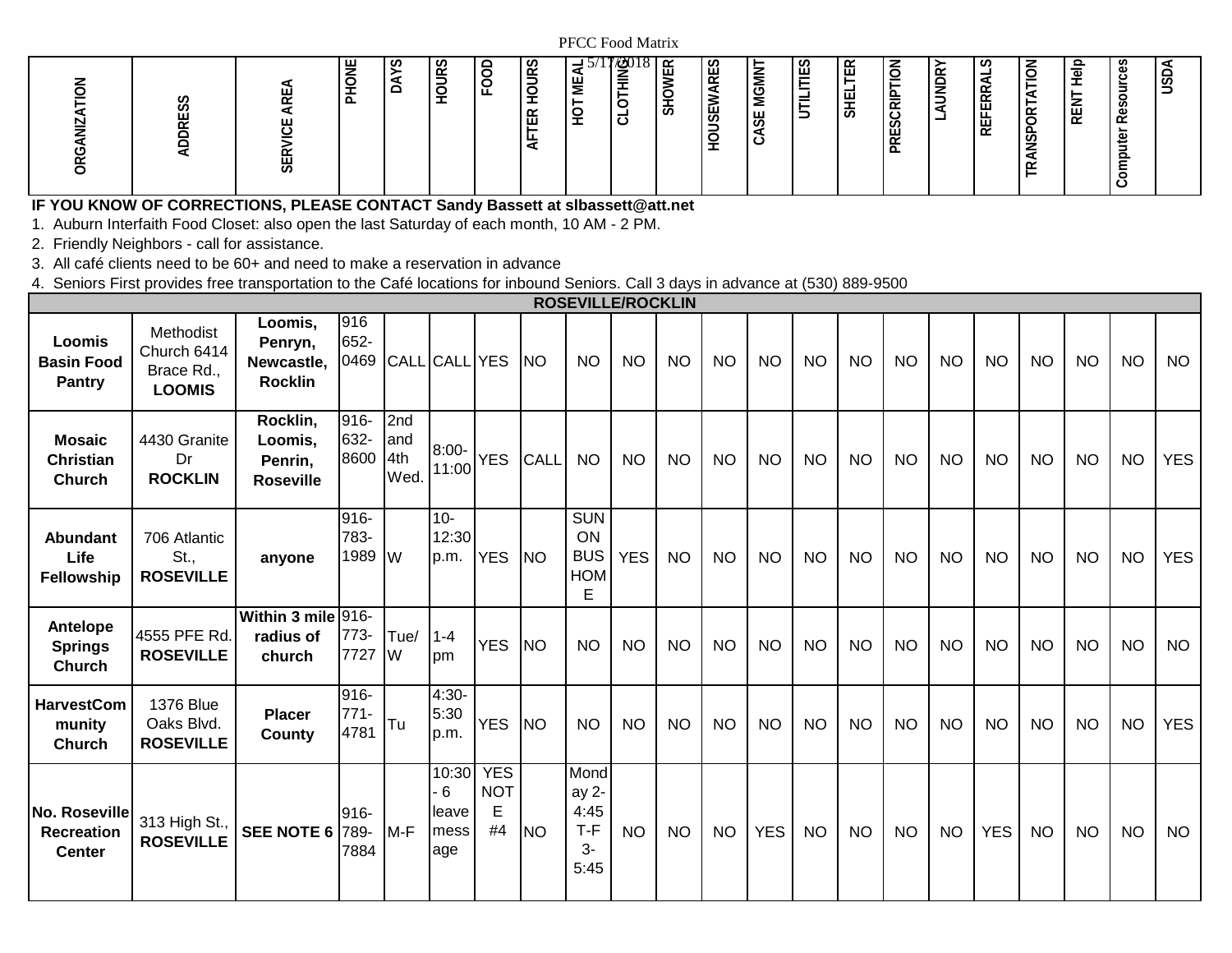PFCC Food Matrix

5/17/2018

| ORGANIZATION | ADDRESS | SERVICE AREA | PHONE | DAYS | HOURS | FOOD | AFTER HOURS | HOT MEAL | CLOTHING | SHOWER | HOUSEWARES | CASE MGMNT | UTILITIES | SHELTER | PRESCRIPTION | LAUNDRY | REFERRALS | TRANSPORTATION | RENT Help | Computer Resources | USDA |
|---|---|---|---|---|---|---|---|---|---|---|---|---|---|---|---|---|---|---|---|---|---|
| **ROSEVILLE/ROCKLIN** | | | | | | | | | | | | | | | | | | | | | |
| **Loomis Basin Food Pantry** | Methodist Church 6414 Brace Rd., **LOOMIS** | **Loomis, Penryn, Newcastle, Rocklin** | 916 652-0469 | CALL | CALL | YES | NO | NO | NO | NO | NO | NO | NO | NO | NO | NO | NO | NO | NO | NO | NO |
| **Mosaic Christian Church** | 4430 Granite Dr **ROCKLIN** | **Rocklin, Loomis, Penrin, Roseville** | 916-632-8600 | 2nd and 4th Wed. | 8:00-11:00 | YES | CALL | NO | NO | NO | NO | NO | NO | NO | NO | NO | NO | NO | NO | NO | YES |
| **Abundant Life Fellowship** | 706 Atlantic St., **ROSEVILLE** | **anyone** | 916-783-1989 | W | 10-12:30 p.m. | YES | NO | SUN ON BUS HOME | YES | NO | NO | NO | NO | NO | NO | NO | NO | NO | NO | NO | YES |
| **Antelope Springs Church** | 4555 PFE Rd. **ROSEVILLE** | **Within 3 mile radius of church** | 916-773-7727 | Tue/W | 1-4 pm | YES | NO | NO | NO | NO | NO | NO | NO | NO | NO | NO | NO | NO | NO | NO | NO |
| **HarvestCommunity Church** | 1376 Blue Oaks Blvd. **ROSEVILLE** | **Placer County** | 916-771-4781 | Tu | 4:30-5:30 p.m. | YES | NO | NO | NO | NO | NO | NO | NO | NO | NO | NO | NO | NO | NO | NO | YES |
| **No. Roseville Recreation Center** | 313 High St., **ROSEVILLE** | **SEE NOTE 6** | 916-789-7884 | M-F | 10:30 - 6 leave message | YES NOTE #4 | NO | Monday 2-4:45 T-F 3-5:45 | NO | NO | NO | YES | NO | NO | NO | NO | YES | NO | NO | NO | NO |

**IF YOU KNOW OF CORRECTIONS, PLEASE CONTACT Sandy Bassett at slbassett@att.net**

1. Auburn Interfaith Food Closet: also open the last Saturday of each month, 10 AM - 2 PM.
2. Friendly Neighbors - call for assistance.
3. All café clients need to be 60+ and need to make a reservation in advance
4. Seniors First provides free transportation to the Café locations for inbound Seniors. Call 3 days in advance at (530) 889-9500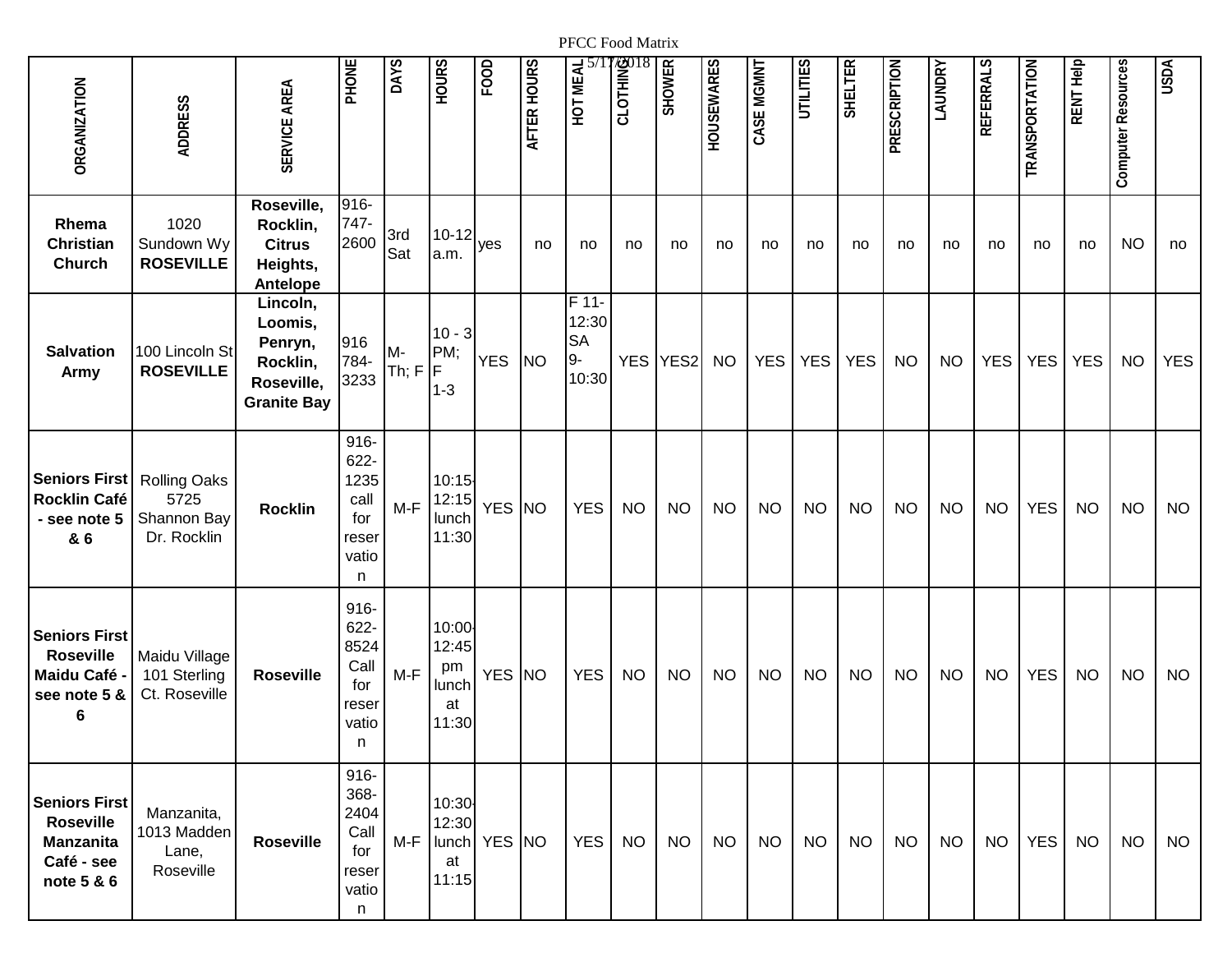PFCC Food Matrix

5/17/2018

| ORGANIZATION | ADDRESS | SERVICE AREA | PHONE | DAYS | HOURS | FOOD | AFTER HOURS | HOT MEAL | CLOTHING | SHOWER | HOUSEWARES | CASE MGMNT | UTILITIES | SHELTER | PRESCRIPTION | LAUNDRY | REFERRALS | TRANSPORTATION | RENT Help | Computer Resources | USDA |
|---|---|---|---|---|---|---|---|---|---|---|---|---|---|---|---|---|---|---|---|---|---|
| **Rhema Christian Church** | 1020 Sundown Wy **ROSEVILLE** | **Roseville, Rocklin, Citrus Heights, Antelope** | 916-747-2600 | 3rd Sat | 10-12 a.m. | yes | no | no | no | no | no | no | no | no | no | no | no | no | no | NO | no |
| **Salvation Army** | 100 Lincoln St **ROSEVILLE** | **Lincoln, Loomis, Penryn, Rocklin, Roseville, Granite Bay** | 916 784-3233 | M-Th; F | 10 - 3 PM; F 1-3 | YES | NO | F 11-12:30 SA 9-10:30 | YES | YES2 | NO | YES | YES | YES | NO | NO | YES | YES | YES | NO | YES |
| **Seniors First Rocklin Café - see note 5 & 6** | Rolling Oaks 5725 Shannon Bay Dr. Rocklin | **Rocklin** | 916-622-1235 call for reservation | M-F | 10:15-12:15 lunch 11:30 | YES | NO | YES | NO | NO | NO | NO | NO | NO | NO | NO | NO | YES | NO | NO | NO |
| **Seniors First Roseville Maidu Café - see note 5 & 6** | Maidu Village 101 Sterling Ct. Roseville | **Roseville** | 916-622-8524 Call for reservation | M-F | 10:00-12:45 pm lunch at 11:30 | YES | NO | YES | NO | NO | NO | NO | NO | NO | NO | NO | NO | YES | NO | NO | NO |
| **Seniors First Roseville Manzanita Café - see note 5 & 6** | Manzanita, 1013 Madden Lane, Roseville | **Roseville** | 916-368-2404 Call for reservation | M-F | 10:30-12:30 lunch at 11:15 | YES | NO | YES | NO | NO | NO | NO | NO | NO | NO | NO | NO | YES | NO | NO | NO |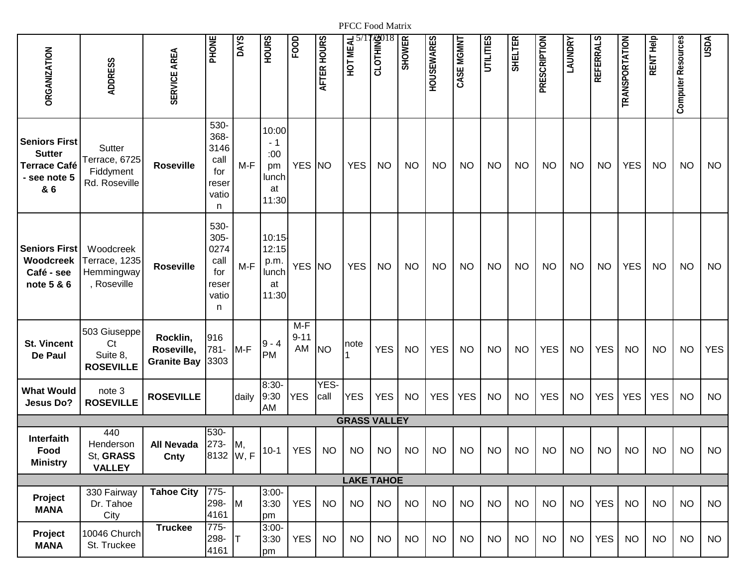PFCC Food Matrix 5/17/2018

| ORGANIZATION | ADDRESS | SERVICE AREA | PHONE | DAYS | HOURS | FOOD | AFTER HOURS | HOT MEAL | CLOTHING | SHOWER | HOUSEWARES | CASE MGMNT | UTILITIES | SHELTER | PRESCRIPTION | LAUNDRY | REFERRALS | TRANSPORTATION | RENT Help | Computer Resources | USDA |
|---|---|---|---|---|---|---|---|---|---|---|---|---|---|---|---|---|---|---|---|---|---|
| **Seniors First Sutter Terrace Café - see note 5 & 6** | Sutter Terrace, 6725 Fiddyment Rd. Roseville | **Roseville** | 530-368-3146 call for reservation | M-F | 10:00 - 1 :00 pm lunch at 11:30 | YES | NO | YES | NO | NO | NO | NO | NO | NO | NO | NO | NO | YES | NO | NO | NO |
| **Seniors First Woodcreek Café - see note 5 & 6** | Woodcreek Terrace, 1235 Hemmingway, Roseville | **Roseville** | 530-305-0274 call for reservation | M-F | 10:15-12:15 p.m. lunch at 11:30 | YES | NO | YES | NO | NO | NO | NO | NO | NO | NO | NO | NO | YES | NO | NO | NO |
| **St. Vincent De Paul** | 503 Giuseppe Ct Suite 8, **ROSEVILLE** | **Rocklin, Roseville, Granite Bay** | 916 781-3303 | M-F | 9 - 4 PM | M-F 9-11 AM | NO | note 1 | YES | NO | YES | NO | NO | NO | YES | NO | YES | NO | NO | NO | YES |
| **What Would Jesus Do?** | note 3 **ROSEVILLE** | **ROSEVILLE** | | daily | 8:30-9:30 AM | YES | YES-call | YES | YES | NO | YES | YES | NO | NO | YES | NO | YES | YES | YES | NO | NO |
| **GRASS VALLEY** | | | | | | | | | | | | | | | | | | | | | |
| **Interfaith Food Ministry** | 440 Henderson St, **GRASS VALLEY** | **All Nevada Cnty** | 530-273-8132 | M, W, F | 10-1 | YES | NO | NO | NO | NO | NO | NO | NO | NO | NO | NO | NO | NO | NO | NO | NO |
| **LAKE TAHOE** | | | | | | | | | | | | | | | | | | | | | |
| **Project MANA** | 330 Fairway Dr. Tahoe City | **Tahoe City** | 775-298-4161 | M | 3:00-3:30 pm | YES | NO | NO | NO | NO | NO | NO | NO | NO | NO | NO | YES | NO | NO | NO | NO |
| **Project MANA** | 10046 Church St. Truckee | **Truckee** | 775-298-4161 | T | 3:00-3:30 pm | YES | NO | NO | NO | NO | NO | NO | NO | NO | NO | NO | YES | NO | NO | NO | NO |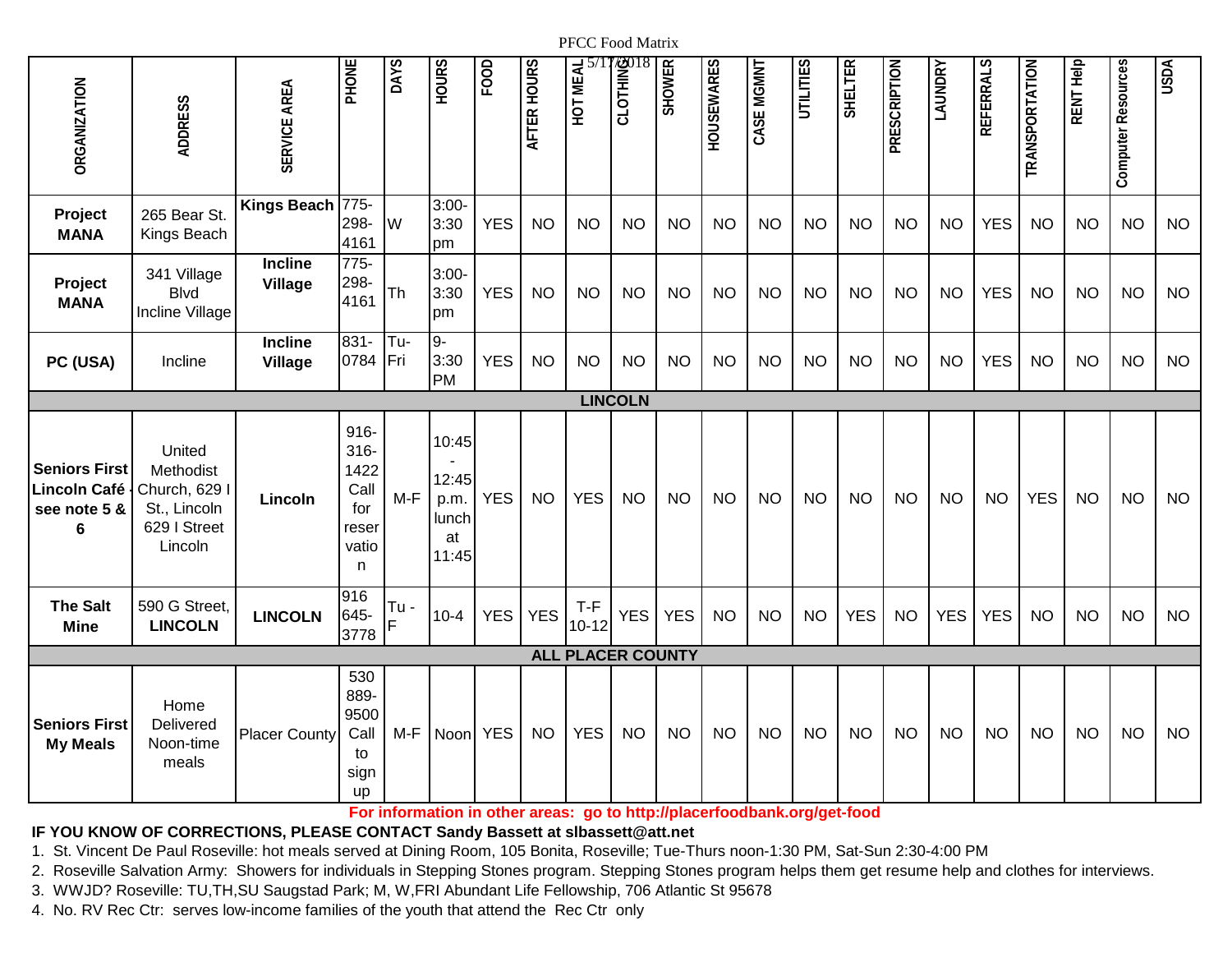PFCC Food Matrix

5/17/2018

| ORGANIZATION | ADDRESS | SERVICE AREA | PHONE | DAYS | HOURS | FOOD | AFTER HOURS | HOT MEAL | CLOTHING | SHOWER | HOUSEWARES | CASE MGMNT | UTILITIES | SHELTER | PRESCRIPTION | LAUNDRY | REFERRALS | TRANSPORTATION | RENT Help | Computer Resources | USDA |
|---|---|---|---|---|---|---|---|---|---|---|---|---|---|---|---|---|---|---|---|---|---|
| **Project MANA** | 265 Bear St. Kings Beach | **Kings Beach** | 775-298-4161 | W | 3:00-3:30 pm | YES | NO | NO | NO | NO | NO | NO | NO | NO | NO | NO | YES | NO | NO | NO | NO |
| **Project MANA** | 341 Village Blvd Incline Village | **Incline Village** | 775-298-4161 | Th | 3:00-3:30 pm | YES | NO | NO | NO | NO | NO | NO | NO | NO | NO | NO | YES | NO | NO | NO | NO |
| **PC (USA)** | Incline | **Incline Village** | 831-0784 | Tu-Fri | 9-3:30 PM | YES | NO | NO | NO | NO | NO | NO | NO | NO | NO | NO | YES | NO | NO | NO | NO |
| **LINCOLN** | | | | | | | | | | | | | | | | | | | | | |
| **Seniors First Lincoln Café - see note 5 & 6** | United Methodist Church, 629 I St., Lincoln 629 I Street Lincoln | **Lincoln** | 916-316-1422 Call for reservation | M-F | 10:45 - 12:45 p.m. lunch at 11:45 | YES | NO | YES | NO | NO | NO | NO | NO | NO | NO | NO | NO | YES | NO | NO | NO |
| **The Salt Mine** | 590 G Street, **LINCOLN** | **LINCOLN** | 916 645-3778 | Tu - F | 10-4 | YES | YES | T-F 10-12 | YES | YES | NO | NO | NO | YES | NO | YES | YES | NO | NO | NO | NO |
| **ALL PLACER COUNTY** | | | | | | | | | | | | | | | | | | | | | |
| **Seniors First My Meals** | Home Delivered Noon-time meals | Placer County | 530 889-9500 Call to sign up | M-F | Noon | YES | NO | YES | NO | NO | NO | NO | NO | NO | NO | NO | NO | NO | NO | NO | NO |

**For information in other areas: go to http://placerfoodbank.org/get-food**

**IF YOU KNOW OF CORRECTIONS, PLEASE CONTACT Sandy Bassett at slbassett@att.net**

1. St. Vincent De Paul Roseville: hot meals served at Dining Room, 105 Bonita, Roseville; Tue-Thurs noon-1:30 PM, Sat-Sun 2:30-4:00 PM
2. Roseville Salvation Army: Showers for individuals in Stepping Stones program. Stepping Stones program helps them get resume help and clothes for interviews.
3. WWJD? Roseville: TU,TH,SU Saugstad Park; M, W,FRI Abundant Life Fellowship, 706 Atlantic St 95678
4. No. RV Rec Ctr: serves low-income families of the youth that attend the Rec Ctr only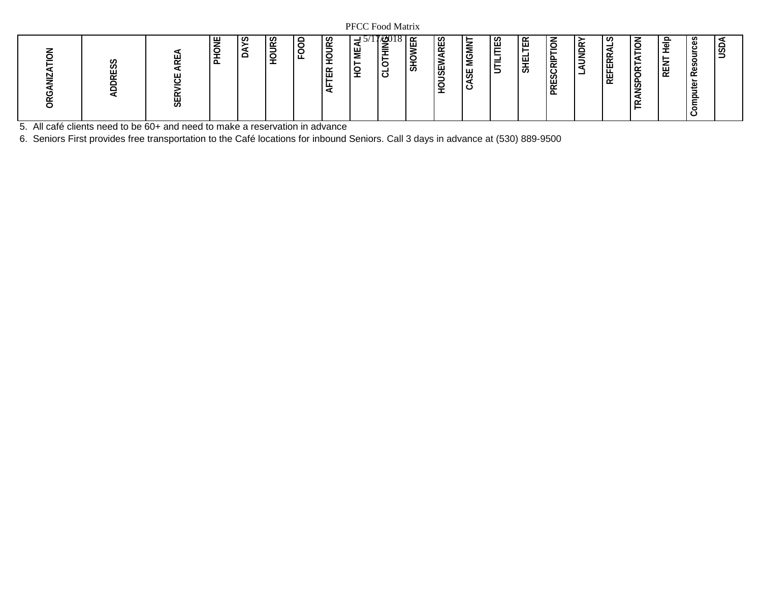PFCC Food Matrix

5/17/2018

| ORGANIZATION | ADDRESS | SERVICE AREA | PHONE | DAYS | HOURS | FOOD | AFTER HOURS | HOT MEAL | CLOTHING | SHOWER | HOUSEWARES | CASE MGMNT | UTILITIES | SHELTER | PRESCRIPTION | LAUNDRY | REFERRALS | TRANSPORTATION | RENT Help | Computer Resources | USDA |
|---|---|---|---|---|---|---|---|---|---|---|---|---|---|---|---|---|---|---|---|---|---|

5. All café clients need to be 60+ and need to make a reservation in advance
6. Seniors First provides free transportation to the Café locations for inbound Seniors. Call 3 days in advance at (530) 889-9500